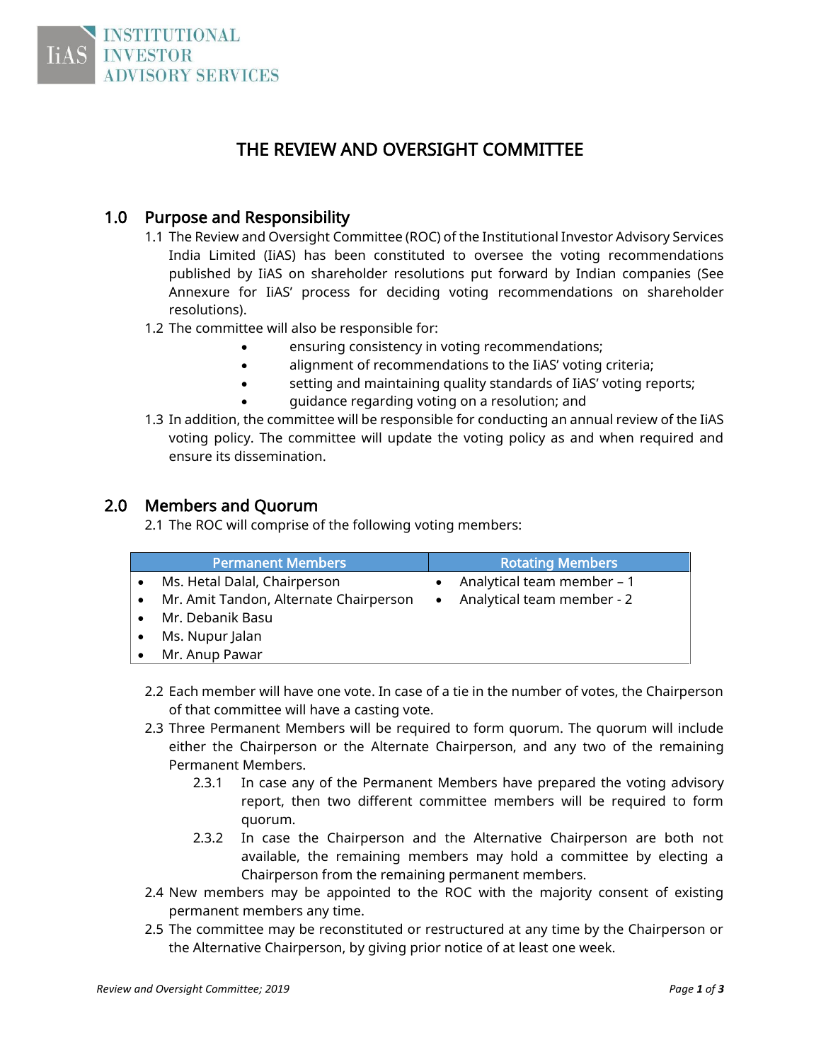INSTITUTIONAL INVESTOR ADVISORY SERVICES

# THE REVIEW AND OVERSIGHT COMMITTEE

## 1.0 Purpose and Responsibility

1.1 The Review and Oversight Committee (ROC) of the Institutional Investor Advisory Services India Limited (IiAS) has been constituted to oversee the voting recommendations published by IiAS on shareholder resolutions put forward by Indian companies (See Annexure for IiAS' process for deciding voting recommendations on shareholder resolutions).

1.2 The committee will also be responsible for:

- ensuring consistency in voting recommendations;
- alignment of recommendations to the IiAS' voting criteria;
- setting and maintaining quality standards of IiAS' voting reports;
- guidance regarding voting on a resolution; and

1.3 In addition, the committee will be responsible for conducting an annual review of the IiAS voting policy. The committee will update the voting policy as and when required and ensure its dissemination.

## 2.0 Members and Quorum

2.1 The ROC will comprise of the following voting members:

| Permanent Members | Rotating Members |
|---|---|
| • Ms. Hetal Dalal, Chairperson<br>• Mr. Amit Tandon, Alternate Chairperson<br>• Mr. Debanik Basu<br>• Ms. Nupur Jalan<br>• Mr. Anup Pawar | • Analytical team member – 1<br>• Analytical team member - 2 |

2.2 Each member will have one vote. In case of a tie in the number of votes, the Chairperson of that committee will have a casting vote.

2.3 Three Permanent Members will be required to form quorum. The quorum will include either the Chairperson or the Alternate Chairperson, and any two of the remaining Permanent Members.

2.3.1 In case any of the Permanent Members have prepared the voting advisory report, then two different committee members will be required to form quorum.

2.3.2 In case the Chairperson and the Alternative Chairperson are both not available, the remaining members may hold a committee by electing a Chairperson from the remaining permanent members.

2.4 New members may be appointed to the ROC with the majority consent of existing permanent members any time.

2.5 The committee may be reconstituted or restructured at any time by the Chairperson or the Alternative Chairperson, by giving prior notice of at least one week.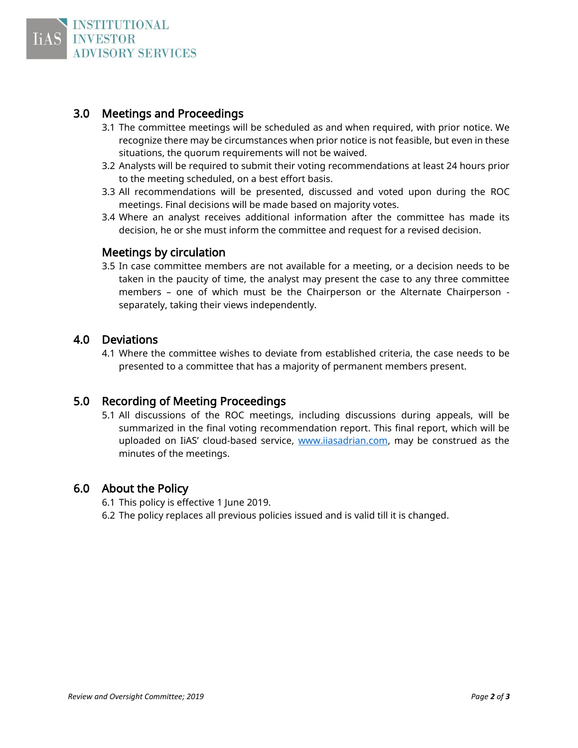## 3.0 Meetings and Proceedings

3.1 The committee meetings will be scheduled as and when required, with prior notice. We recognize there may be circumstances when prior notice is not feasible, but even in these situations, the quorum requirements will not be waived.

3.2 Analysts will be required to submit their voting recommendations at least 24 hours prior to the meeting scheduled, on a best effort basis.

3.3 All recommendations will be presented, discussed and voted upon during the ROC meetings. Final decisions will be made based on majority votes.

3.4 Where an analyst receives additional information after the committee has made its decision, he or she must inform the committee and request for a revised decision.

### Meetings by circulation

3.5 In case committee members are not available for a meeting, or a decision needs to be taken in the paucity of time, the analyst may present the case to any three committee members – one of which must be the Chairperson or the Alternate Chairperson - separately, taking their views independently.

## 4.0 Deviations

4.1 Where the committee wishes to deviate from established criteria, the case needs to be presented to a committee that has a majority of permanent members present.

## 5.0 Recording of Meeting Proceedings

5.1 All discussions of the ROC meetings, including discussions during appeals, will be summarized in the final voting recommendation report. This final report, which will be uploaded on IiAS' cloud-based service, www.iiasadrian.com, may be construed as the minutes of the meetings.

## 6.0 About the Policy

6.1 This policy is effective 1 June 2019.

6.2 The policy replaces all previous policies issued and is valid till it is changed.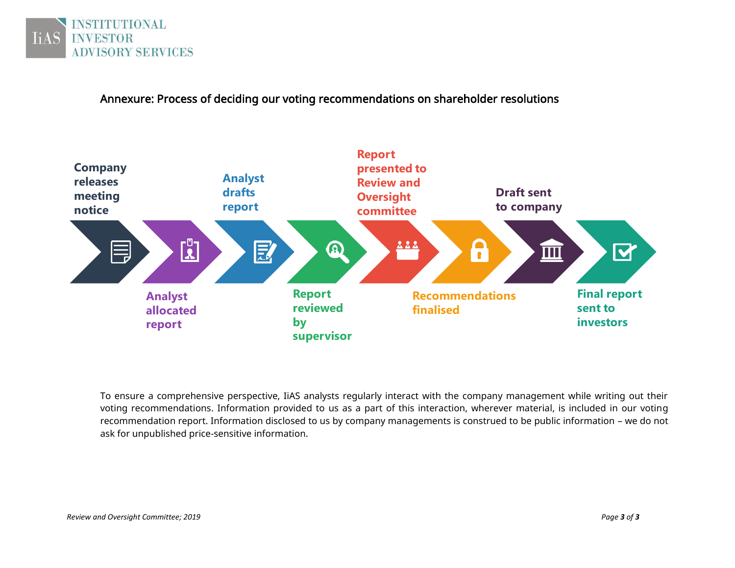## Annexure: Process of deciding our voting recommendations on shareholder resolutions

Company releases meeting notice

Analyst allocated report

Analyst drafts report

Report reviewed by supervisor

Report presented to Review and Oversight committee

Recommendations finalised

Draft sent to company

Final report sent to investors

To ensure a comprehensive perspective, IiAS analysts regularly interact with the company management while writing out their voting recommendations. Information provided to us as a part of this interaction, wherever material, is included in our voting recommendation report. Information disclosed to us by company managements is construed to be public information – we do not ask for unpublished price-sensitive information.